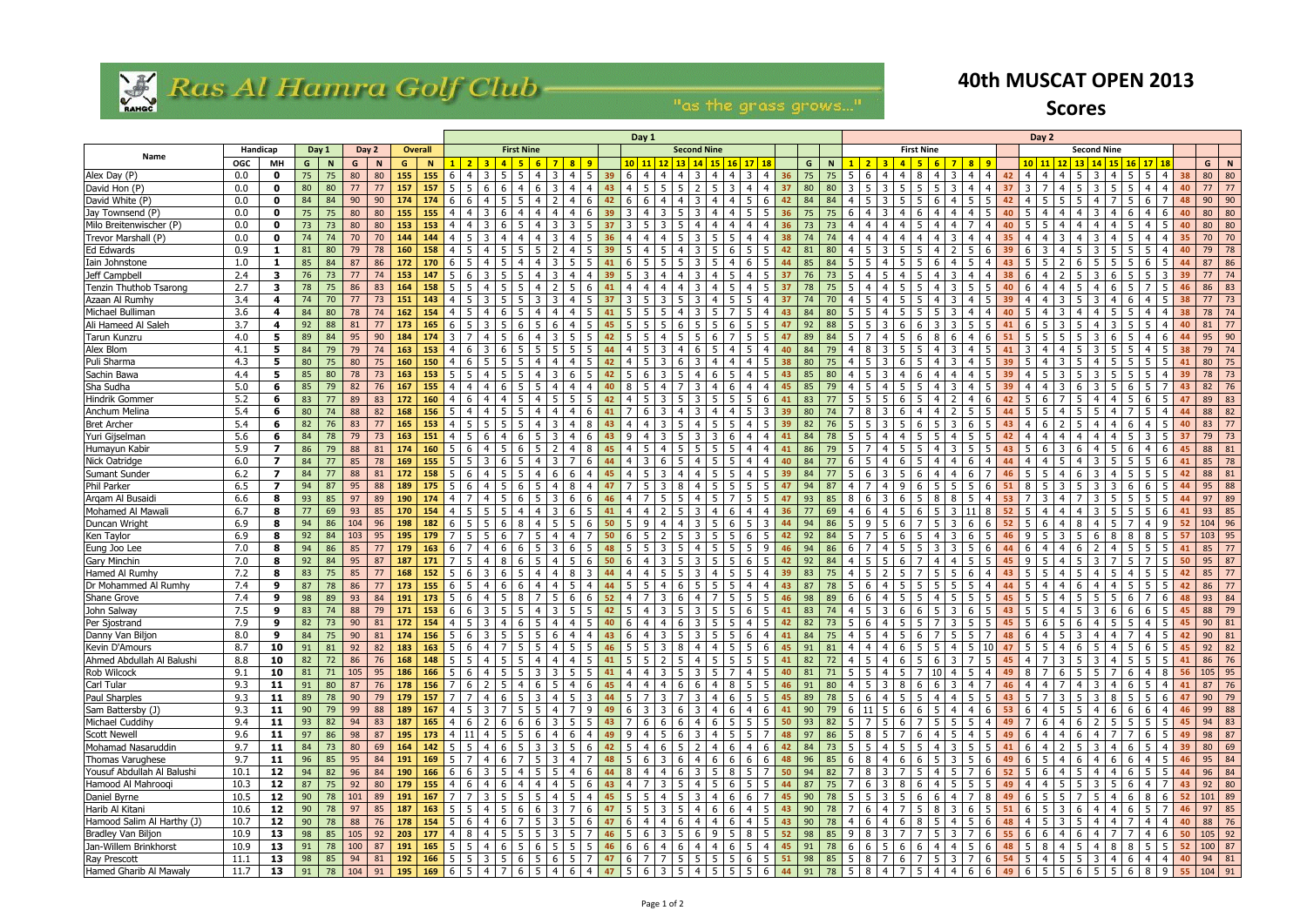# Ras Al Hamra Golf Club

"as the grass grows..."

## 40th MUSCAT OPEN 2013

## Scores

| Name | Handicap | | Day 1 | | Day 2 | | Overall | | Day 1 | | | | | | | | | | | | | | | | | | | | | | Day 2 | | | | | | | | | | | | | | | | | | | | | |
|---|---|---|---|---|---|---|---|---|---|---|---|---|---|---|---|---|---|---|---|---|---|---|---|---|---|---|---|---|---|---|---|---|---|---|---|---|---|---|---|---|---|---|---|---|---|---|---|---|---|---|---|---|
| | | | | | | | | | First Nine | | | | | | | | | | Second Nine | | | | | | | | | | | | First Nine | | | | | | | | | | Second Nine | | | | | | | | | | | |
| | OGC | MH | G | N | G | N | G | N | 1 | 2 | 3 | 4 | 5 | 6 | 7 | 8 | 9 | | 10 | 11 | 12 | 13 | 14 | 15 | 16 | 17 | 18 | | G | N | 1 | 2 | 3 | 4 | 5 | 6 | 7 | 8 | 9 | | 10 | 11 | 12 | 13 | 14 | 15 | 16 | 17 | 18 | | G | N |
| Alex Day (P) | 0.0 | 0 | 75 | 75 | 80 | 80 | 155 | 155 | 6 | 4 | 3 | 5 | 5 | 4 | 3 | 4 | 5 | 39 | 6 | 4 | 4 | 4 | 3 | 4 | 4 | 3 | 4 | 36 | 75 | 75 | 5 | 6 | 4 | 4 | 8 | 4 | 3 | 4 | 4 | 42 | 4 | 4 | 4 | 5 | 3 | 4 | 5 | 5 | 4 | 38 | 80 | 80 |
| David Hon (P) | 0.0 | 0 | 80 | 80 | 77 | 77 | 157 | 157 | 5 | 5 | 6 | 6 | 4 | 6 | 3 | 4 | 4 | 43 | 4 | 5 | 5 | 5 | 2 | 5 | 3 | 4 | 4 | 37 | 80 | 80 | 5 | 3 | 3 | 5 | 5 | 5 | 3 | 4 | 4 | 37 | 3 | 7 | 4 | 5 | 3 | 5 | 5 | 4 | 4 | 40 | 77 | 77 |
| David White (P) | 0.0 | 0 | 84 | 84 | 90 | 90 | 174 | 174 | 6 | 6 | 4 | 5 | 5 | 4 | 2 | 4 | 6 | 42 | 6 | 6 | 4 | 4 | 3 | 4 | 4 | 5 | 6 | 42 | 84 | 84 | 4 | 5 | 3 | 5 | 5 | 6 | 4 | 5 | 5 | 42 | 4 | 5 | 5 | 5 | 4 | 7 | 5 | 6 | 7 | 48 | 90 | 90 |
| Jay Townsend (P) | 0.0 | 0 | 75 | 75 | 80 | 80 | 155 | 155 | 4 | 4 | 3 | 6 | 4 | 4 | 4 | 4 | 6 | 39 | 3 | 4 | 3 | 5 | 3 | 4 | 4 | 5 | 5 | 36 | 75 | 75 | 6 | 4 | 3 | 4 | 6 | 4 | 4 | 4 | 5 | 40 | 5 | 4 | 4 | 4 | 3 | 4 | 6 | 4 | 6 | 40 | 80 | 80 |
| Milo Breitenwischer (P) | 0.0 | 0 | 73 | 73 | 80 | 80 | 153 | 153 | 4 | 4 | 3 | 6 | 5 | 4 | 3 | 3 | 5 | 37 | 3 | 5 | 3 | 5 | 4 | 4 | 4 | 4 | 4 | 36 | 73 | 73 | 4 | 4 | 4 | 4 | 5 | 4 | 4 | 7 | 4 | 40 | 5 | 5 | 4 | 4 | 4 | 4 | 5 | 4 | 5 | 40 | 80 | 80 |
| Trevor Marshall (P) | 0.0 | 0 | 74 | 74 | 70 | 70 | 144 | 144 | 4 | 5 | 3 | 4 | 4 | 4 | 3 | 4 | 5 | 36 | 4 | 4 | 4 | 5 | 3 | 5 | 5 | 4 | 4 | 38 | 74 | 74 | 4 | 4 | 4 | 4 | 4 | 4 | 3 | 4 | 4 | 35 | 4 | 4 | 3 | 4 | 3 | 4 | 5 | 4 | 4 | 35 | 70 | 70 |
| Ed Edwards | 0.9 | 1 | 81 | 80 | 79 | 78 | 160 | 158 | 4 | 5 | 4 | 5 | 5 | 2 | 4 | 5 | 5 | 39 | 5 | 4 | 5 | 4 | 3 | 5 | 6 | 5 | 5 | 42 | 81 | 80 | 5 | 3 | 5 | 5 | 4 | 4 | 2 | 5 | 6 | 39 | 6 | 3 | 4 | 5 | 3 | 5 | 5 | 5 | 4 | 40 | 79 | 78 |
| Iain Johnstone | 1.0 | 1 | 85 | 84 | 87 | 86 | 172 | 170 | 6 | 5 | 4 | 5 | 4 | 4 | 3 | 5 | 5 | 41 | 6 | 5 | 5 | 5 | 3 | 5 | 4 | 6 | 5 | 44 | 85 | 84 | 5 | 5 | 4 | 5 | 5 | 6 | 4 | 5 | 4 | 43 | 5 | 5 | 2 | 6 | 5 | 5 | 5 | 6 | 5 | 44 | 87 | 86 |
| Jeff Campbell | 2.4 | 3 | 76 | 73 | 77 | 74 | 153 | 147 | 5 | 6 | 3 | 5 | 5 | 4 | 3 | 4 | 4 | 39 | 5 | 3 | 4 | 4 | 3 | 4 | 5 | 4 | 5 | 37 | 76 | 73 | 5 | 4 | 5 | 4 | 5 | 4 | 3 | 4 | 4 | 38 | 6 | 4 | 2 | 5 | 3 | 6 | 5 | 5 | 3 | 39 | 77 | 74 |
| Tenzin Thuthob Tsarong | 2.7 | 3 | 78 | 75 | 86 | 83 | 164 | 158 | 5 | 5 | 4 | 5 | 5 | 4 | 2 | 5 | 6 | 41 | 4 | 4 | 4 | 4 | 3 | 4 | 5 | 4 | 5 | 37 | 78 | 75 | 5 | 4 | 4 | 5 | 5 | 4 | 3 | 5 | 5 | 40 | 6 | 4 | 4 | 5 | 4 | 6 | 5 | 7 | 5 | 46 | 86 | 83 |
| Azaan Al Rumhy | 3.4 | 4 | 74 | 70 | 77 | 73 | 151 | 143 | 4 | 5 | 3 | 5 | 5 | 3 | 3 | 4 | 5 | 37 | 3 | 5 | 3 | 5 | 3 | 4 | 5 | 4 | 5 | 37 | 74 | 70 | 4 | 5 | 4 | 5 | 5 | 4 | 3 | 4 | 5 | 39 | 4 | 4 | 3 | 5 | 3 | 4 | 6 | 4 | 5 | 38 | 77 | 73 |
| Michael Bulliman | 3.6 | 4 | 84 | 80 | 78 | 74 | 162 | 154 | 4 | 5 | 4 | 6 | 5 | 4 | 4 | 4 | 5 | 41 | 5 | 5 | 5 | 4 | 3 | 5 | 7 | 5 | 4 | 43 | 84 | 80 | 5 | 5 | 4 | 5 | 5 | 5 | 3 | 4 | 4 | 40 | 5 | 4 | 3 | 4 | 4 | 5 | 5 | 4 | 4 | 38 | 78 | 74 |
| Ali Hameed Al Saleh | 3.7 | 4 | 92 | 88 | 81 | 77 | 173 | 165 | 6 | 5 | 3 | 5 | 6 | 5 | 6 | 4 | 5 | 45 | 5 | 5 | 5 | 6 | 5 | 5 | 6 | 5 | 5 | 47 | 92 | 88 | 5 | 5 | 3 | 6 | 6 | 3 | 3 | 5 | 5 | 41 | 6 | 5 | 3 | 5 | 4 | 3 | 5 | 5 | 4 | 40 | 81 | 77 |
| Tarun Kunzru | 4.0 | 5 | 89 | 84 | 95 | 90 | 184 | 174 | 3 | 7 | 4 | 5 | 6 | 4 | 3 | 5 | 5 | 42 | 5 | 5 | 4 | 5 | 5 | 6 | 7 | 5 | 5 | 47 | 89 | 84 | 5 | 7 | 4 | 5 | 6 | 8 | 6 | 4 | 6 | 51 | 5 | 5 | 5 | 5 | 3 | 6 | 5 | 4 | 6 | 44 | 95 | 90 |
| Alex Blom | 4.1 | 5 | 84 | 79 | 79 | 74 | 163 | 153 | 4 | 6 | 3 | 6 | 5 | 5 | 5 | 5 | 5 | 44 | 4 | 5 | 3 | 4 | 6 | 5 | 4 | 5 | 4 | 40 | 84 | 79 | 4 | 8 | 3 | 5 | 5 | 4 | 3 | 4 | 5 | 41 | 3 | 4 | 4 | 5 | 3 | 5 | 5 | 4 | 5 | 38 | 79 | 74 |
| Puli Sharma | 4.3 | 5 | 80 | 75 | 80 | 75 | 160 | 150 | 4 | 6 | 5 | 5 | 5 | 4 | 4 | 4 | 5 | 42 | 4 | 5 | 3 | 6 | 3 | 4 | 4 | 4 | 5 | 38 | 80 | 75 | 4 | 5 | 3 | 6 | 5 | 4 | 3 | 4 | 5 | 39 | 5 | 4 | 3 | 5 | 4 | 5 | 5 | 5 | 5 | 41 | 80 | 75 |
| Sachin Bawa | 4.4 | 5 | 85 | 80 | 78 | 73 | 163 | 153 | 5 | 5 | 4 | 5 | 5 | 4 | 3 | 6 | 5 | 42 | 5 | 6 | 3 | 5 | 4 | 6 | 5 | 4 | 5 | 43 | 85 | 80 | 4 | 5 | 3 | 4 | 6 | 4 | 4 | 4 | 5 | 39 | 4 | 5 | 3 | 5 | 3 | 5 | 5 | 5 | 4 | 39 | 78 | 73 |
| Sha Sudha | 5.0 | 6 | 85 | 79 | 82 | 76 | 167 | 155 | 4 | 4 | 4 | 6 | 5 | 5 | 4 | 4 | 4 | 40 | 8 | 5 | 4 | 7 | 3 | 4 | 6 | 4 | 4 | 45 | 85 | 79 | 4 | 5 | 4 | 5 | 5 | 4 | 3 | 4 | 5 | 39 | 4 | 4 | 3 | 6 | 3 | 5 | 6 | 5 | 7 | 43 | 82 | 76 |
| Hindrik Gommer | 5.2 | 6 | 83 | 77 | 89 | 83 | 172 | 160 | 4 | 6 | 4 | 4 | 5 | 4 | 5 | 5 | 5 | 42 | 4 | 5 | 3 | 5 | 3 | 5 | 5 | 5 | 6 | 41 | 83 | 77 | 5 | 5 | 5 | 6 | 5 | 4 | 2 | 4 | 6 | 42 | 5 | 6 | 7 | 5 | 4 | 4 | 5 | 6 | 5 | 47 | 89 | 83 |
| Anchum Melina | 5.4 | 6 | 80 | 74 | 88 | 82 | 168 | 156 | 5 | 4 | 4 | 5 | 5 | 4 | 4 | 4 | 6 | 41 | 7 | 6 | 3 | 4 | 3 | 4 | 4 | 5 | 3 | 39 | 80 | 74 | 7 | 8 | 3 | 6 | 4 | 4 | 2 | 5 | 5 | 44 | 5 | 5 | 4 | 5 | 5 | 4 | 7 | 5 | 4 | 44 | 88 | 82 |
| Bret Archer | 5.4 | 6 | 82 | 76 | 83 | 77 | 165 | 153 | 4 | 5 | 5 | 5 | 5 | 4 | 3 | 4 | 8 | 43 | 4 | 4 | 3 | 5 | 4 | 5 | 5 | 4 | 5 | 39 | 82 | 76 | 5 | 5 | 3 | 5 | 6 | 5 | 3 | 6 | 5 | 43 | 4 | 6 | 2 | 5 | 4 | 4 | 6 | 4 | 5 | 40 | 83 | 77 |
| Yuri Gijselman | 5.6 | 6 | 84 | 78 | 79 | 73 | 163 | 151 | 4 | 5 | 6 | 4 | 6 | 5 | 3 | 4 | 6 | 43 | 9 | 4 | 3 | 5 | 3 | 3 | 6 | 4 | 4 | 41 | 84 | 78 | 5 | 5 | 4 | 4 | 5 | 5 | 4 | 5 | 5 | 42 | 4 | 4 | 4 | 4 | 4 | 4 | 5 | 3 | 5 | 37 | 79 | 73 |
| Humayun Kabir | 5.9 | 7 | 86 | 79 | 88 | 81 | 174 | 160 | 5 | 6 | 4 | 5 | 6 | 5 | 2 | 4 | 8 | 45 | 4 | 5 | 4 | 5 | 5 | 5 | 5 | 4 | 4 | 41 | 86 | 79 | 5 | 7 | 4 | 5 | 5 | 4 | 3 | 5 | 5 | 43 | 5 | 6 | 3 | 6 | 4 | 5 | 6 | 4 | 6 | 45 | 88 | 81 |
| Nick Oatridge | 6.0 | 7 | 84 | 77 | 85 | 78 | 169 | 155 | 5 | 5 | 3 | 6 | 5 | 4 | 3 | 7 | 6 | 44 | 4 | 3 | 6 | 5 | 4 | 5 | 4 | 4 | 5 | 40 | 84 | 77 | 6 | 5 | 4 | 6 | 5 | 4 | 4 | 6 | 4 | 44 | 4 | 4 | 5 | 4 | 3 | 5 | 5 | 5 | 6 | 41 | 85 | 78 |
| Sumant Sunder | 6.2 | 7 | 84 | 77 | 88 | 81 | 172 | 158 | 5 | 6 | 4 | 5 | 5 | 4 | 6 | 6 | 4 | 45 | 4 | 5 | 3 | 4 | 4 | 5 | 4 | 5 | 5 | 39 | 84 | 77 | 5 | 6 | 3 | 5 | 6 | 4 | 4 | 6 | 7 | 46 | 5 | 5 | 4 | 6 | 3 | 4 | 5 | 5 | 5 | 42 | 88 | 81 |
| Phil Parker | 6.5 | 7 | 94 | 87 | 95 | 88 | 189 | 175 | 5 | 6 | 4 | 5 | 6 | 5 | 4 | 8 | 4 | 47 | 7 | 5 | 3 | 8 | 4 | 5 | 5 | 5 | 5 | 47 | 94 | 87 | 4 | 7 | 4 | 9 | 6 | 5 | 5 | 5 | 6 | 51 | 8 | 5 | 3 | 5 | 3 | 3 | 6 | 6 | 5 | 44 | 95 | 88 |
| Arqam Al Busaidi | 6.6 | 8 | 93 | 85 | 97 | 89 | 190 | 174 | 4 | 7 | 4 | 5 | 6 | 5 | 3 | 6 | 6 | 46 | 4 | 7 | 5 | 5 | 4 | 5 | 7 | 5 | 5 | 47 | 93 | 85 | 8 | 6 | 3 | 6 | 5 | 8 | 8 | 5 | 4 | 53 | 7 | 3 | 4 | 7 | 3 | 5 | 5 | 5 | 5 | 44 | 97 | 89 |
| Mohamed Al Mawali | 6.7 | 8 | 77 | 69 | 93 | 85 | 170 | 154 | 4 | 5 | 5 | 5 | 4 | 4 | 3 | 6 | 5 | 41 | 4 | 4 | 2 | 5 | 3 | 4 | 6 | 4 | 4 | 36 | 77 | 69 | 4 | 6 | 4 | 5 | 6 | 5 | 3 | 11 | 8 | 52 | 5 | 4 | 4 | 4 | 3 | 5 | 5 | 5 | 6 | 41 | 93 | 85 |
| Duncan Wright | 6.9 | 8 | 94 | 86 | 104 | 96 | 198 | 182 | 6 | 5 | 5 | 6 | 8 | 4 | 5 | 5 | 6 | 50 | 5 | 9 | 4 | 4 | 3 | 5 | 6 | 5 | 3 | 44 | 94 | 86 | 5 | 9 | 5 | 6 | 7 | 5 | 3 | 6 | 6 | 52 | 5 | 6 | 4 | 8 | 4 | 5 | 7 | 4 | 9 | 52 | 104 | 96 |
| Ken Taylor | 6.9 | 8 | 92 | 84 | 103 | 95 | 195 | 179 | 7 | 5 | 5 | 6 | 7 | 5 | 4 | 4 | 7 | 50 | 5 | 6 | 2 | 5 | 3 | 5 | 5 | 6 | 5 | 42 | 92 | 84 | 5 | 7 | 5 | 6 | 5 | 4 | 3 | 6 | 5 | 46 | 9 | 5 | 3 | 5 | 6 | 8 | 8 | 8 | 5 | 57 | 103 | 95 |
| Eung Joo Lee | 7.0 | 8 | 94 | 86 | 85 | 77 | 179 | 163 | 6 | 7 | 4 | 6 | 6 | 5 | 3 | 6 | 5 | 48 | 5 | 5 | 3 | 5 | 4 | 5 | 5 | 5 | 9 | 46 | 94 | 86 | 6 | 7 | 4 | 5 | 5 | 3 | 3 | 5 | 6 | 44 | 6 | 4 | 4 | 6 | 2 | 4 | 5 | 5 | 5 | 41 | 85 | 77 |
| Gary Minchin | 7.0 | 8 | 92 | 84 | 95 | 87 | 187 | 171 | 7 | 5 | 4 | 8 | 6 | 5 | 4 | 5 | 6 | 50 | 6 | 4 | 3 | 5 | 3 | 5 | 5 | 6 | 5 | 42 | 92 | 84 | 4 | 5 | 5 | 6 | 7 | 4 | 4 | 5 | 5 | 45 | 9 | 5 | 4 | 5 | 3 | 7 | 5 | 7 | 5 | 50 | 95 | 87 |
| Hamed Al Rumhy | 7.2 | 8 | 83 | 75 | 85 | 77 | 168 | 152 | 5 | 6 | 3 | 6 | 5 | 4 | 4 | 8 | 3 | 44 | 4 | 4 | 5 | 5 | 3 | 4 | 5 | 5 | 4 | 39 | 83 | 75 | 5 | 4 | 2 | 5 | 7 | 5 | 5 | 6 | 4 | 43 | 5 | 5 | 4 | 5 | 4 | 5 | 4 | 5 | 5 | 42 | 85 | 77 |
| Dr Mohammed Al Rumhy | 7.4 | 9 | 87 | 78 | 86 | 77 | 173 | 155 | 6 | 5 | 4 | 6 | 6 | 4 | 4 | 5 | 4 | 44 | 5 | 5 | 4 | 6 | 5 | 5 | 5 | 4 | 4 | 43 | 87 | 78 | 5 | 5 | 4 | 6 | 5 | 5 | 5 | 5 | 4 | 44 | 5 | 4 | 4 | 6 | 4 | 4 | 5 | 5 | 5 | 42 | 86 | 77 |
| Shane Grove | 7.4 | 9 | 98 | 89 | 93 | 84 | 191 | 173 | 5 | 6 | 4 | 5 | 8 | 7 | 5 | 6 | 6 | 52 | 4 | 7 | 3 | 6 | 4 | 7 | 5 | 5 | 5 | 46 | 98 | 89 | 6 | 6 | 4 | 5 | 5 | 4 | 5 | 5 | 5 | 45 | 5 | 5 | 4 | 5 | 5 | 5 | 6 | 7 | 6 | 48 | 93 | 84 |
| John Salway | 7.5 | 9 | 83 | 74 | 88 | 79 | 171 | 153 | 6 | 6 | 3 | 5 | 5 | 4 | 3 | 5 | 5 | 42 | 5 | 4 | 3 | 5 | 3 | 5 | 5 | 6 | 5 | 41 | 83 | 74 | 5 | 6 | 3 | 6 | 6 | 5 | 3 | 6 | 5 | 45 | 5 | 5 | 4 | 5 | 3 | 6 | 6 | 5 | 4 | 43 | 88 | 79 |
| Per Sjostrand | 7.9 | 9 | 82 | 73 | 90 | 81 | 172 | 154 | 4 | 5 | 3 | 4 | 6 | 5 | 4 | 4 | 5 | 40 | 6 | 4 | 4 | 6 | 3 | 5 | 5 | 4 | 5 | 42 | 82 | 73 | 5 | 6 | 4 | 5 | 5 | 7 | 3 | 5 | 5 | 45 | 5 | 6 | 5 | 6 | 4 | 5 | 5 | 4 | 5 | 45 | 90 | 81 |
| Danny Van Biljon | 8.0 | 9 | 84 | 75 | 90 | 81 | 174 | 156 | 5 | 6 | 3 | 5 | 5 | 5 | 6 | 4 | 4 | 43 | 6 | 4 | 3 | 5 | 3 | 5 | 5 | 6 | 4 | 41 | 84 | 75 | 5 | 4 | 5 | 4 | 6 | 7 | 5 | 5 | 7 | 48 | 6 | 4 | 5 | 3 | 4 | 4 | 7 | 4 | 5 | 42 | 90 | 81 |
| Kevin D'Amours | 8.7 | 10 | 91 | 81 | 92 | 82 | 183 | 163 | 5 | 6 | 4 | 7 | 5 | 5 | 4 | 5 | 5 | 46 | 5 | 5 | 3 | 8 | 4 | 4 | 5 | 6 | 5 | 45 | 91 | 81 | 4 | 4 | 4 | 6 | 5 | 5 | 4 | 5 | 10 | 47 | 5 | 5 | 4 | 6 | 5 | 4 | 5 | 6 | 5 | 45 | 92 | 82 |
| Ahmed Abdullah Al Balushi | 8.8 | 10 | 82 | 72 | 86 | 76 | 168 | 148 | 5 | 5 | 4 | 5 | 5 | 4 | 4 | 4 | 5 | 41 | 5 | 5 | 2 | 5 | 4 | 5 | 5 | 5 | 5 | 41 | 82 | 72 | 5 | 4 | 4 | 6 | 5 | 6 | 3 | 7 | 5 | 45 | 4 | 7 | 3 | 5 | 3 | 4 | 5 | 5 | 5 | 41 | 86 | 76 |
| Rob Wilcock | 9.1 | 10 | 81 | 71 | 105 | 95 | 186 | 166 | 5 | 6 | 4 | 5 | 5 | 3 | 3 | 5 | 5 | 41 | 4 | 4 | 3 | 5 | 3 | 5 | 7 | 4 | 5 | 40 | 81 | 71 | 5 | 5 | 4 | 5 | 7 | 10 | 4 | 5 | 4 | 49 | 8 | 7 | 6 | 5 | 5 | 7 | 6 | 4 | 8 | 56 | 105 | 95 |
| Carl Tular | 9.3 | 11 | 91 | 80 | 87 | 76 | 178 | 156 | 7 | 6 | 2 | 5 | 4 | 6 | 5 | 4 | 6 | 45 | 4 | 4 | 4 | 6 | 6 | 4 | 8 | 5 | 5 | 46 | 91 | 80 | 4 | 5 | 3 | 8 | 6 | 6 | 3 | 4 | 7 | 46 | 4 | 4 | 7 | 4 | 3 | 4 | 6 | 5 | 4 | 41 | 87 | 76 |
| Paul Sharples | 9.3 | 11 | 89 | 78 | 90 | 79 | 179 | 157 | 7 | 7 | 4 | 6 | 5 | 3 | 4 | 5 | 3 | 44 | 5 | 7 | 3 | 7 | 3 | 4 | 6 | 5 | 5 | 45 | 89 | 78 | 5 | 6 | 4 | 5 | 5 | 4 | 4 | 5 | 5 | 43 | 5 | 7 | 3 | 5 | 3 | 8 | 5 | 5 | 6 | 47 | 90 | 79 |
| Sam Battersby (J) | 9.3 | 11 | 90 | 79 | 99 | 88 | 189 | 167 | 4 | 5 | 3 | 7 | 5 | 5 | 4 | 7 | 9 | 49 | 6 | 3 | 3 | 6 | 3 | 4 | 6 | 4 | 6 | 41 | 90 | 79 | 6 | 11 | 5 | 6 | 6 | 5 | 4 | 4 | 6 | 53 | 6 | 4 | 5 | 5 | 4 | 6 | 6 | 6 | 4 | 46 | 99 | 88 |
| Michael Cuddihy | 9.4 | 11 | 93 | 82 | 94 | 83 | 187 | 165 | 4 | 6 | 2 | 6 | 6 | 6 | 3 | 5 | 5 | 43 | 7 | 6 | 6 | 6 | 4 | 6 | 5 | 5 | 5 | 50 | 93 | 82 | 5 | 7 | 5 | 6 | 7 | 5 | 5 | 5 | 4 | 49 | 7 | 6 | 4 | 6 | 2 | 5 | 5 | 5 | 5 | 45 | 94 | 83 |
| Scott Newell | 9.6 | 11 | 97 | 86 | 98 | 87 | 195 | 173 | 4 | 11 | 4 | 5 | 5 | 6 | 4 | 6 | 4 | 49 | 9 | 4 | 5 | 6 | 3 | 4 | 5 | 5 | 7 | 48 | 97 | 86 | 5 | 8 | 5 | 7 | 6 | 4 | 5 | 4 | 5 | 49 | 6 | 4 | 4 | 6 | 4 | 7 | 7 | 6 | 5 | 49 | 98 | 87 |
| Mohamad Nasaruddin | 9.7 | 11 | 84 | 73 | 80 | 69 | 164 | 142 | 5 | 5 | 4 | 6 | 5 | 3 | 3 | 5 | 6 | 42 | 5 | 4 | 6 | 5 | 2 | 4 | 6 | 4 | 6 | 42 | 84 | 73 | 5 | 5 | 4 | 5 | 5 | 4 | 3 | 5 | 5 | 41 | 6 | 4 | 2 | 5 | 3 | 4 | 6 | 5 | 4 | 39 | 80 | 69 |
| Thomas Varughese | 9.7 | 11 | 96 | 85 | 95 | 84 | 191 | 169 | 5 | 7 | 4 | 6 | 7 | 5 | 3 | 4 | 7 | 48 | 5 | 6 | 3 | 6 | 4 | 6 | 6 | 6 | 6 | 48 | 96 | 85 | 6 | 8 | 4 | 6 | 6 | 5 | 3 | 5 | 6 | 49 | 6 | 5 | 4 | 6 | 4 | 6 | 6 | 4 | 5 | 46 | 95 | 84 |
| Yousuf Abdullah Al Balushi | 10.1 | 12 | 94 | 82 | 96 | 84 | 190 | 166 | 6 | 6 | 3 | 5 | 4 | 5 | 5 | 4 | 6 | 44 | 8 | 4 | 4 | 6 | 3 | 5 | 8 | 5 | 7 | 50 | 94 | 82 | 7 | 8 | 3 | 7 | 5 | 4 | 5 | 7 | 6 | 52 | 5 | 6 | 4 | 5 | 4 | 4 | 6 | 5 | 5 | 44 | 96 | 84 |
| Hamood Al Mahrooqi | 10.3 | 12 | 87 | 75 | 92 | 80 | 179 | 155 | 4 | 6 | 4 | 6 | 4 | 4 | 4 | 5 | 6 | 43 | 4 | 7 | 3 | 5 | 4 | 6 | 5 | 5 | 5 | 44 | 87 | 75 | 7 | 6 | 3 | 8 | 6 | 4 | 5 | 5 | 5 | 49 | 4 | 4 | 5 | 5 | 3 | 5 | 6 | 4 | 7 | 43 | 92 | 80 |
| Daniel Byrne | 10.5 | 12 | 90 | 78 | 101 | 89 | 191 | 167 | 7 | 7 | 3 | 5 | 5 | 5 | 4 | 5 | 4 | 45 | 5 | 5 | 4 | 5 | 3 | 4 | 6 | 6 | 7 | 45 | 90 | 78 | 5 | 5 | 3 | 5 | 6 | 6 | 4 | 7 | 8 | 49 | 6 | 5 | 5 | 7 | 5 | 4 | 6 | 8 | 6 | 52 | 101 | 89 |
| Harib Al Kitani | 10.6 | 12 | 90 | 78 | 97 | 85 | 187 | 163 | 5 | 5 | 4 | 5 | 6 | 6 | 3 | 7 | 6 | 47 | 5 | 5 | 3 | 5 | 4 | 6 | 6 | 4 | 5 | 43 | 90 | 78 | 7 | 6 | 4 | 7 | 5 | 8 | 3 | 6 | 5 | 51 | 6 | 5 | 3 | 6 | 4 | 4 | 6 | 5 | 7 | 46 | 97 | 85 |
| Hamood Salim Al Harthy (J) | 10.7 | 12 | 90 | 78 | 88 | 76 | 178 | 154 | 5 | 6 | 4 | 6 | 7 | 5 | 3 | 5 | 6 | 47 | 6 | 4 | 4 | 6 | 4 | 4 | 6 | 4 | 5 | 43 | 90 | 78 | 4 | 6 | 4 | 6 | 8 | 5 | 4 | 5 | 6 | 48 | 4 | 5 | 3 | 5 | 4 | 7 | 4 | 4 | 4 | 40 | 88 | 76 |
| Bradley Van Biljon | 10.9 | 13 | 98 | 85 | 105 | 92 | 203 | 177 | 4 | 8 | 4 | 5 | 5 | 5 | 3 | 5 | 7 | 46 | 5 | 6 | 3 | 5 | 6 | 9 | 5 | 8 | 5 | 52 | 98 | 85 | 9 | 8 | 3 | 7 | 7 | 5 | 3 | 7 | 6 | 55 | 6 | 6 | 4 | 6 | 4 | 7 | 7 | 4 | 6 | 50 | 105 | 92 |
| Jan-Willem Brinkhorst | 10.9 | 13 | 91 | 78 | 100 | 87 | 191 | 165 | 5 | 5 | 4 | 6 | 5 | 6 | 5 | 5 | 5 | 46 | 6 | 6 | 4 | 6 | 4 | 4 | 6 | 5 | 4 | 45 | 91 | 78 | 6 | 6 | 5 | 6 | 6 | 4 | 4 | 5 | 6 | 48 | 5 | 8 | 4 | 5 | 4 | 8 | 8 | 5 | 5 | 52 | 100 | 87 |
| Ray Prescott | 11.1 | 13 | 98 | 85 | 94 | 81 | 192 | 166 | 5 | 5 | 3 | 5 | 6 | 5 | 6 | 5 | 7 | 47 | 6 | 7 | 7 | 5 | 5 | 5 | 5 | 6 | 5 | 51 | 98 | 85 | 5 | 8 | 7 | 6 | 7 | 5 | 3 | 7 | 6 | 54 | 5 | 4 | 5 | 5 | 3 | 4 | 6 | 4 | 4 | 40 | 94 | 81 |
| Hamed Gharib Al Mawaly | 11.7 | 13 | 91 | 78 | 104 | 91 | 195 | 169 | 6 | 5 | 4 | 7 | 6 | 5 | 4 | 6 | 4 | 47 | 5 | 6 | 3 | 5 | 4 | 5 | 5 | 5 | 6 | 44 | 91 | 78 | 5 | 8 | 4 | 7 | 5 | 4 | 4 | 6 | 6 | 49 | 6 | 5 | 5 | 6 | 5 | 5 | 6 | 8 | 9 | 55 | 104 | 91 |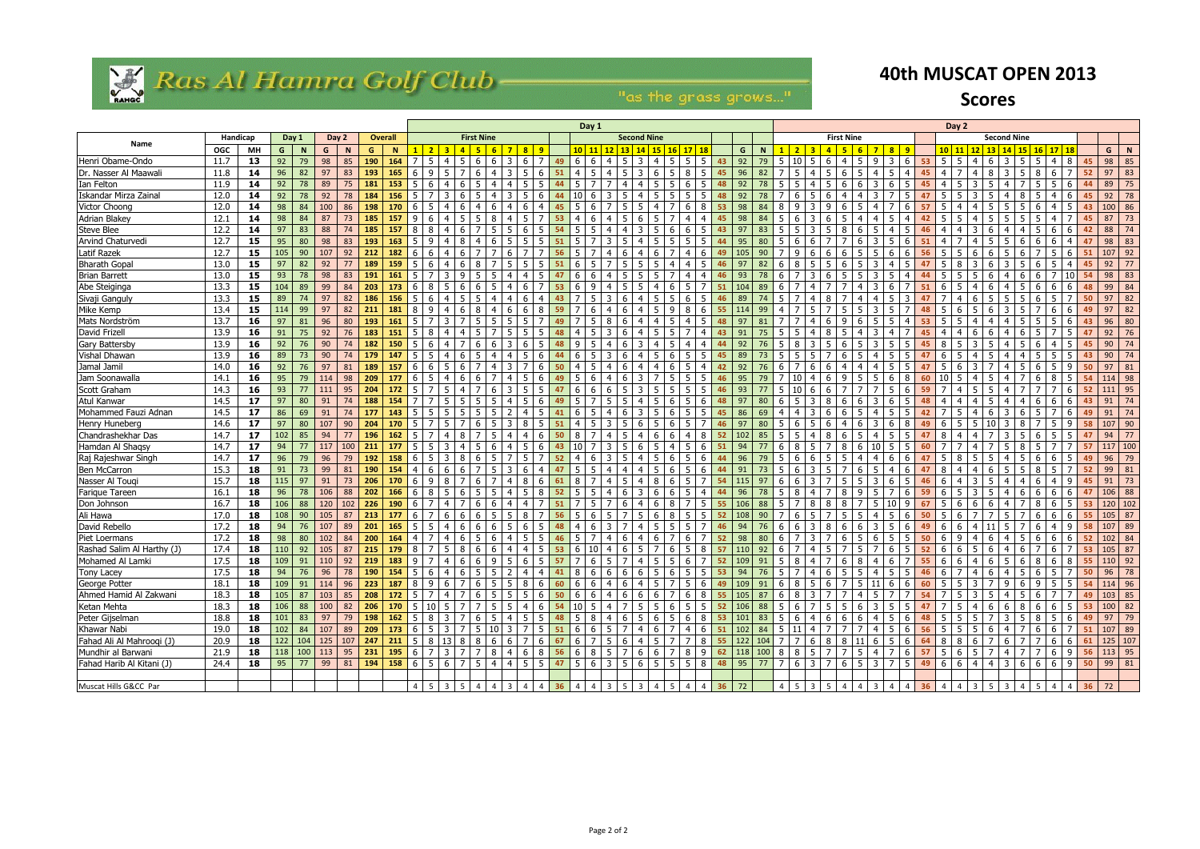# Ras Al Hamra Golf Club

"as the grass grows..."

## 40th MUSCAT OPEN 2013

## Scores

| Name | Handicap | | Day 1 | | Day 2 | | Overall | | Day 1 | | | | | | | | | | | | | | | | | | | | | | Day 2 | | | | | | | | | | | | | | | | | | | | | |
|---|---|---|---|---|---|---|---|---|---|---|---|---|---|---|---|---|---|---|---|---|---|---|---|---|---|---|---|---|---|---|---|---|---|---|---|---|---|---|---|---|---|---|---|---|---|---|---|---|---|---|---|---|
| | | | | | | | | | First Nine | | | | | | | | | | Second Nine | | | | | | | | | | | | First Nine | | | | | | | | | | Second Nine | | | | | | | | | | | |
| | OGC | MH | G | N | G | N | G | N | 1 | 2 | 3 | 4 | 5 | 6 | 7 | 8 | 9 | | 10 | 11 | 12 | 13 | 14 | 15 | 16 | 17 | 18 | | G | N | 1 | 2 | 3 | 4 | 5 | 6 | 7 | 8 | 9 | | 10 | 11 | 12 | 13 | 14 | 15 | 16 | 17 | 18 | | G | N |
| Henri Obame-Ondo | 11.7 | 13 | 92 | 79 | 98 | 85 | 190 | 164 | 7 | 5 | 4 | 5 | 6 | 6 | 3 | 6 | 7 | 49 | 6 | 6 | 4 | 5 | 3 | 4 | 5 | 5 | 5 | 43 | 92 | 79 | 5 | 10 | 5 | 6 | 4 | 5 | 9 | 3 | 6 | 53 | 5 | 5 | 4 | 6 | 3 | 5 | 5 | 4 | 8 | 45 | 98 | 85 |
| Dr. Nasser Al Maawali | 11.8 | 14 | 96 | 82 | 97 | 83 | 193 | 165 | 6 | 9 | 5 | 7 | 6 | 4 | 3 | 5 | 6 | 51 | 4 | 5 | 4 | 5 | 3 | 6 | 5 | 8 | 5 | 45 | 96 | 82 | 7 | 5 | 4 | 5 | 6 | 5 | 4 | 5 | 4 | 45 | 4 | 7 | 4 | 8 | 3 | 5 | 8 | 6 | 7 | 52 | 97 | 83 |
| Ian Felton | 11.9 | 14 | 92 | 78 | 89 | 75 | 181 | 153 | 5 | 6 | 4 | 6 | 5 | 4 | 4 | 5 | 5 | 44 | 5 | 7 | 7 | 4 | 4 | 5 | 5 | 6 | 5 | 48 | 92 | 78 | 5 | 5 | 4 | 5 | 6 | 6 | 3 | 6 | 5 | 45 | 4 | 5 | 3 | 5 | 4 | 7 | 5 | 5 | 6 | 44 | 89 | 75 |
| Iskandar Mirza Zainal | 12.0 | 14 | 92 | 78 | 92 | 78 | 184 | 156 | 5 | 7 | 3 | 6 | 5 | 4 | 3 | 5 | 6 | 44 | 10 | 6 | 3 | 5 | 4 | 5 | 5 | 5 | 5 | 48 | 92 | 78 | 7 | 6 | 5 | 6 | 4 | 4 | 3 | 7 | 5 | 47 | 5 | 5 | 3 | 5 | 4 | 8 | 5 | 4 | 6 | 45 | 92 | 78 |
| Victor Choong | 12.0 | 14 | 98 | 84 | 100 | 86 | 198 | 170 | 6 | 5 | 4 | 6 | 4 | 6 | 4 | 6 | 4 | 45 | 5 | 6 | 7 | 5 | 5 | 4 | 7 | 6 | 8 | 53 | 98 | 84 | 8 | 9 | 3 | 9 | 6 | 5 | 4 | 7 | 6 | 57 | 5 | 4 | 4 | 5 | 5 | 5 | 6 | 4 | 5 | 43 | 100 | 86 |
| Adrian Blakey | 12.1 | 14 | 98 | 84 | 87 | 73 | 185 | 157 | 9 | 6 | 4 | 5 | 5 | 8 | 4 | 5 | 7 | 53 | 4 | 6 | 4 | 5 | 6 | 5 | 7 | 4 | 4 | 45 | 98 | 84 | 5 | 6 | 3 | 6 | 5 | 4 | 4 | 5 | 4 | 42 | 5 | 5 | 4 | 5 | 5 | 5 | 5 | 4 | 7 | 45 | 87 | 73 |
| Steve Blee | 12.2 | 14 | 97 | 83 | 88 | 74 | 185 | 157 | 8 | 8 | 4 | 6 | 7 | 5 | 5 | 6 | 5 | 54 | 5 | 5 | 4 | 4 | 3 | 5 | 6 | 6 | 5 | 43 | 97 | 83 | 5 | 5 | 3 | 5 | 8 | 6 | 5 | 4 | 5 | 46 | 4 | 4 | 3 | 6 | 4 | 4 | 5 | 6 | 6 | 42 | 88 | 74 |
| Arvind Chaturvedi | 12.7 | 15 | 95 | 80 | 98 | 83 | 193 | 163 | 5 | 9 | 4 | 8 | 4 | 6 | 5 | 5 | 5 | 51 | 5 | 7 | 3 | 5 | 4 | 5 | 5 | 5 | 5 | 44 | 95 | 80 | 5 | 6 | 6 | 7 | 7 | 6 | 3 | 5 | 6 | 51 | 4 | 7 | 4 | 5 | 5 | 6 | 6 | 6 | 4 | 47 | 98 | 83 |
| Latif Razek | 12.7 | 15 | 105 | 90 | 107 | 92 | 212 | 182 | 6 | 6 | 4 | 6 | 7 | 7 | 6 | 7 | 7 | 56 | 5 | 7 | 4 | 6 | 4 | 6 | 7 | 4 | 6 | 49 | 105 | 90 | 7 | 9 | 6 | 6 | 6 | 5 | 5 | 6 | 6 | 56 | 5 | 5 | 6 | 6 | 5 | 6 | 7 | 5 | 6 | 51 | 107 | 92 |
| Bharath Gopal | 13.0 | 15 | 97 | 82 | 92 | 77 | 189 | 159 | 5 | 6 | 4 | 6 | 8 | 7 | 5 | 5 | 5 | 51 | 6 | 5 | 7 | 5 | 5 | 5 | 4 | 4 | 5 | 46 | 97 | 82 | 6 | 8 | 5 | 5 | 6 | 5 | 3 | 4 | 5 | 47 | 5 | 8 | 3 | 6 | 3 | 5 | 6 | 5 | 4 | 45 | 92 | 77 |
| Brian Barrett | 13.0 | 15 | 93 | 78 | 98 | 83 | 191 | 161 | 5 | 7 | 3 | 9 | 5 | 5 | 4 | 4 | 5 | 47 | 6 | 6 | 4 | 5 | 5 | 5 | 7 | 4 | 4 | 46 | 93 | 78 | 6 | 7 | 3 | 6 | 5 | 5 | 3 | 5 | 4 | 44 | 5 | 5 | 5 | 6 | 4 | 6 | 6 | 7 | 10 | 54 | 98 | 83 |
| Abe Steiginga | 13.3 | 15 | 104 | 89 | 99 | 84 | 203 | 173 | 6 | 8 | 5 | 6 | 6 | 5 | 4 | 6 | 7 | 53 | 6 | 9 | 4 | 5 | 5 | 4 | 6 | 5 | 7 | 51 | 104 | 89 | 6 | 7 | 4 | 7 | 7 | 4 | 3 | 6 | 7 | 51 | 6 | 5 | 4 | 6 | 4 | 5 | 6 | 6 | 6 | 48 | 99 | 84 |
| Sivaji Ganguly | 13.3 | 15 | 89 | 74 | 97 | 82 | 186 | 156 | 5 | 6 | 4 | 5 | 5 | 4 | 4 | 6 | 4 | 43 | 7 | 5 | 3 | 6 | 4 | 5 | 5 | 6 | 5 | 46 | 89 | 74 | 5 | 7 | 4 | 8 | 7 | 4 | 4 | 5 | 3 | 47 | 7 | 4 | 6 | 5 | 5 | 5 | 6 | 5 | 7 | 50 | 97 | 82 |
| Mike Kemp | 13.4 | 15 | 114 | 99 | 97 | 82 | 211 | 181 | 8 | 9 | 4 | 6 | 8 | 4 | 6 | 6 | 8 | 59 | 7 | 6 | 4 | 6 | 4 | 5 | 9 | 8 | 6 | 55 | 114 | 99 | 4 | 7 | 5 | 7 | 5 | 5 | 3 | 5 | 7 | 48 | 5 | 6 | 5 | 6 | 3 | 5 | 7 | 6 | 6 | 49 | 97 | 82 |
| Mats Nordström | 13.7 | 16 | 97 | 81 | 96 | 80 | 193 | 161 | 5 | 7 | 3 | 7 | 5 | 5 | 5 | 5 | 7 | 49 | 7 | 5 | 8 | 6 | 4 | 4 | 5 | 4 | 5 | 48 | 97 | 81 | 7 | 7 | 4 | 6 | 9 | 6 | 5 | 5 | 4 | 53 | 5 | 5 | 4 | 4 | 4 | 5 | 5 | 6 | 5 | 43 | 96 | 80 |
| David Frizell | 13.9 | 16 | 91 | 75 | 92 | 76 | 183 | 151 | 5 | 8 | 4 | 4 | 5 | 7 | 5 | 5 | 5 | 48 | 4 | 5 | 3 | 6 | 4 | 5 | 5 | 7 | 4 | 43 | 91 | 75 | 5 | 5 | 4 | 8 | 5 | 4 | 3 | 4 | 7 | 45 | 4 | 4 | 6 | 6 | 4 | 6 | 5 | 7 | 5 | 47 | 92 | 76 |
| Gary Battersby | 13.9 | 16 | 92 | 76 | 90 | 74 | 182 | 150 | 5 | 6 | 4 | 7 | 6 | 6 | 3 | 6 | 5 | 48 | 9 | 5 | 4 | 6 | 3 | 4 | 5 | 4 | 4 | 44 | 92 | 76 | 5 | 8 | 3 | 5 | 6 | 5 | 3 | 5 | 5 | 45 | 8 | 5 | 3 | 5 | 4 | 5 | 6 | 4 | 5 | 45 | 90 | 74 |
| Vishal Dhawan | 13.9 | 16 | 89 | 73 | 90 | 74 | 179 | 147 | 5 | 5 | 4 | 6 | 5 | 4 | 4 | 5 | 6 | 44 | 6 | 5 | 3 | 6 | 4 | 5 | 6 | 5 | 5 | 45 | 89 | 73 | 5 | 5 | 5 | 7 | 6 | 5 | 4 | 5 | 5 | 47 | 6 | 5 | 4 | 5 | 4 | 4 | 5 | 5 | 5 | 43 | 90 | 74 |
| Jamal Jamil | 14.0 | 16 | 92 | 76 | 97 | 81 | 189 | 157 | 6 | 6 | 5 | 6 | 7 | 4 | 3 | 7 | 6 | 50 | 4 | 5 | 4 | 6 | 4 | 4 | 6 | 5 | 4 | 42 | 92 | 76 | 6 | 7 | 6 | 6 | 4 | 4 | 4 | 5 | 5 | 47 | 5 | 6 | 3 | 7 | 4 | 5 | 6 | 5 | 9 | 50 | 97 | 81 |
| Jam Soonawalla | 14.1 | 16 | 95 | 79 | 114 | 98 | 209 | 177 | 6 | 5 | 4 | 6 | 6 | 7 | 4 | 5 | 6 | 49 | 5 | 6 | 4 | 6 | 3 | 7 | 5 | 5 | 5 | 46 | 95 | 79 | 7 | 10 | 4 | 6 | 9 | 5 | 5 | 6 | 8 | 60 | 10 | 5 | 4 | 5 | 4 | 7 | 6 | 8 | 5 | 54 | 114 | 98 |
| Scott Graham | 14.3 | 16 | 93 | 77 | 111 | 95 | 204 | 172 | 5 | 7 | 5 | 4 | 7 | 6 | 3 | 5 | 5 | 47 | 6 | 6 | 6 | 5 | 3 | 5 | 5 | 5 | 5 | 46 | 93 | 77 | 5 | 10 | 6 | 6 | 7 | 7 | 7 | 5 | 6 | 59 | 7 | 4 | 5 | 5 | 4 | 7 | 7 | 7 | 6 | 52 | 111 | 95 |
| Atul Kanwar | 14.5 | 17 | 97 | 80 | 91 | 74 | 188 | 154 | 7 | 7 | 5 | 5 | 5 | 5 | 4 | 5 | 6 | 49 | 5 | 7 | 5 | 5 | 4 | 5 | 6 | 5 | 6 | 48 | 97 | 80 | 6 | 5 | 3 | 8 | 6 | 6 | 3 | 6 | 5 | 48 | 4 | 4 | 4 | 5 | 4 | 4 | 6 | 6 | 6 | 43 | 91 | 74 |
| Mohammed Fauzi Adnan | 14.5 | 17 | 86 | 69 | 91 | 74 | 177 | 143 | 5 | 5 | 5 | 5 | 5 | 5 | 2 | 4 | 5 | 41 | 6 | 5 | 4 | 6 | 3 | 5 | 6 | 5 | 5 | 45 | 86 | 69 | 4 | 4 | 3 | 6 | 6 | 5 | 4 | 5 | 5 | 42 | 7 | 5 | 4 | 6 | 3 | 6 | 5 | 7 | 6 | 49 | 91 | 74 |
| Henry Huneberg | 14.6 | 17 | 97 | 80 | 107 | 90 | 204 | 170 | 5 | 7 | 5 | 7 | 6 | 5 | 3 | 8 | 5 | 51 | 4 | 5 | 3 | 5 | 6 | 5 | 6 | 5 | 7 | 46 | 97 | 80 | 5 | 6 | 5 | 6 | 4 | 6 | 3 | 6 | 8 | 49 | 6 | 5 | 5 | 10 | 3 | 8 | 7 | 5 | 9 | 58 | 107 | 90 |
| Chandrashekhar Das | 14.7 | 17 | 102 | 85 | 94 | 77 | 196 | 162 | 5 | 7 | 4 | 8 | 7 | 5 | 4 | 4 | 6 | 50 | 8 | 7 | 4 | 5 | 4 | 6 | 6 | 4 | 8 | 52 | 102 | 85 | 5 | 5 | 4 | 8 | 6 | 5 | 4 | 5 | 5 | 47 | 8 | 4 | 4 | 7 | 3 | 5 | 6 | 5 | 5 | 47 | 94 | 77 |
| Hamdan Al Shaqsy | 14.7 | 17 | 94 | 77 | 117 | 100 | 211 | 177 | 5 | 5 | 3 | 4 | 5 | 6 | 4 | 5 | 6 | 43 | 10 | 7 | 3 | 5 | 6 | 5 | 4 | 5 | 6 | 51 | 94 | 77 | 6 | 8 | 5 | 7 | 8 | 6 | 10 | 5 | 5 | 60 | 7 | 7 | 4 | 7 | 5 | 8 | 5 | 7 | 7 | 57 | 117 | 100 |
| Raj Rajeshwar Singh | 14.7 | 17 | 96 | 79 | 96 | 79 | 192 | 158 | 6 | 5 | 3 | 8 | 6 | 5 | 7 | 5 | 7 | 52 | 4 | 6 | 3 | 5 | 4 | 5 | 6 | 5 | 6 | 44 | 96 | 79 | 5 | 6 | 6 | 5 | 5 | 4 | 4 | 6 | 6 | 47 | 5 | 8 | 5 | 5 | 4 | 5 | 6 | 6 | 5 | 49 | 96 | 79 |
| Ben McCarron | 15.3 | 18 | 91 | 73 | 99 | 81 | 190 | 154 | 4 | 6 | 6 | 6 | 7 | 5 | 3 | 6 | 4 | 47 | 5 | 5 | 4 | 4 | 4 | 5 | 6 | 5 | 6 | 44 | 91 | 73 | 5 | 6 | 3 | 5 | 7 | 6 | 5 | 4 | 6 | 47 | 8 | 4 | 4 | 6 | 5 | 5 | 8 | 5 | 7 | 52 | 99 | 81 |
| Nasser Al Touqi | 15.7 | 18 | 115 | 97 | 91 | 73 | 206 | 170 | 6 | 9 | 8 | 7 | 6 | 7 | 4 | 8 | 6 | 61 | 8 | 7 | 4 | 5 | 4 | 8 | 6 | 5 | 7 | 54 | 115 | 97 | 6 | 6 | 3 | 7 | 5 | 5 | 3 | 6 | 5 | 46 | 6 | 4 | 3 | 5 | 4 | 4 | 6 | 4 | 9 | 45 | 91 | 73 |
| Farique Tareen | 16.1 | 18 | 96 | 78 | 106 | 88 | 202 | 166 | 6 | 8 | 5 | 6 | 5 | 5 | 4 | 5 | 8 | 52 | 5 | 5 | 4 | 6 | 3 | 6 | 6 | 5 | 4 | 44 | 96 | 78 | 5 | 8 | 4 | 7 | 8 | 9 | 5 | 7 | 6 | 59 | 6 | 5 | 3 | 5 | 4 | 6 | 6 | 6 | 6 | 47 | 106 | 88 |
| Don Johnson | 16.7 | 18 | 106 | 88 | 120 | 102 | 226 | 190 | 6 | 7 | 4 | 7 | 6 | 6 | 4 | 4 | 7 | 51 | 7 | 5 | 7 | 6 | 4 | 6 | 8 | 7 | 5 | 55 | 106 | 88 | 5 | 7 | 8 | 8 | 8 | 7 | 5 | 10 | 9 | 67 | 5 | 6 | 6 | 6 | 4 | 7 | 8 | 6 | 5 | 53 | 120 | 102 |
| Ali Hawa | 17.0 | 18 | 108 | 90 | 105 | 87 | 213 | 177 | 6 | 7 | 6 | 6 | 6 | 5 | 5 | 8 | 7 | 56 | 5 | 6 | 5 | 7 | 5 | 6 | 8 | 5 | 5 | 52 | 108 | 90 | 7 | 6 | 5 | 7 | 5 | 5 | 4 | 5 | 6 | 50 | 5 | 6 | 7 | 7 | 5 | 7 | 6 | 6 | 6 | 55 | 105 | 87 |
| David Rebello | 17.2 | 18 | 94 | 76 | 107 | 89 | 201 | 165 | 5 | 5 | 4 | 6 | 6 | 6 | 5 | 6 | 5 | 48 | 4 | 6 | 3 | 7 | 4 | 5 | 5 | 5 | 7 | 46 | 94 | 76 | 6 | 6 | 3 | 8 | 6 | 6 | 3 | 5 | 6 | 49 | 6 | 6 | 4 | 11 | 5 | 7 | 6 | 4 | 9 | 58 | 107 | 89 |
| Piet Loermans | 17.2 | 18 | 98 | 80 | 102 | 84 | 200 | 164 | 4 | 7 | 4 | 6 | 5 | 6 | 4 | 5 | 5 | 46 | 5 | 7 | 4 | 6 | 4 | 6 | 7 | 6 | 7 | 52 | 98 | 80 | 6 | 7 | 3 | 7 | 6 | 5 | 6 | 5 | 5 | 50 | 6 | 9 | 4 | 6 | 4 | 5 | 6 | 6 | 6 | 52 | 102 | 84 |
| Rashad Salim Al Harthy (J) | 17.4 | 18 | 110 | 92 | 105 | 87 | 215 | 179 | 8 | 7 | 5 | 8 | 6 | 6 | 4 | 4 | 5 | 53 | 6 | 10 | 4 | 6 | 5 | 7 | 6 | 5 | 8 | 57 | 110 | 92 | 6 | 7 | 4 | 5 | 7 | 5 | 7 | 6 | 5 | 52 | 6 | 6 | 5 | 6 | 4 | 6 | 7 | 6 | 7 | 53 | 105 | 87 |
| Mohamed Al Lamki | 17.5 | 18 | 109 | 91 | 110 | 92 | 219 | 183 | 9 | 7 | 4 | 6 | 6 | 9 | 5 | 6 | 5 | 57 | 7 | 6 | 5 | 7 | 4 | 5 | 5 | 6 | 7 | 52 | 109 | 91 | 5 | 8 | 4 | 7 | 6 | 8 | 4 | 6 | 7 | 55 | 6 | 6 | 4 | 6 | 5 | 6 | 8 | 6 | 8 | 55 | 110 | 92 |
| Tony Lacey | 17.5 | 18 | 94 | 76 | 96 | 78 | 190 | 154 | 5 | 6 | 4 | 6 | 5 | 5 | 2 | 4 | 4 | 41 | 8 | 6 | 6 | 6 | 6 | 5 | 6 | 5 | 5 | 53 | 94 | 76 | 5 | 7 | 4 | 6 | 5 | 5 | 4 | 5 | 5 | 46 | 6 | 7 | 4 | 6 | 4 | 5 | 6 | 5 | 7 | 50 | 96 | 78 |
| George Potter | 18.1 | 18 | 109 | 91 | 114 | 96 | 223 | 187 | 8 | 9 | 6 | 7 | 6 | 5 | 5 | 8 | 6 | 60 | 6 | 6 | 4 | 6 | 4 | 5 | 7 | 5 | 6 | 49 | 109 | 91 | 6 | 8 | 5 | 6 | 7 | 5 | 11 | 6 | 6 | 60 | 5 | 5 | 3 | 7 | 9 | 6 | 9 | 5 | 5 | 54 | 114 | 96 |
| Ahmed Hamid Al Zakwani | 18.3 | 18 | 105 | 87 | 103 | 85 | 208 | 172 | 5 | 7 | 4 | 7 | 6 | 5 | 5 | 5 | 6 | 50 | 6 | 6 | 4 | 6 | 6 | 6 | 7 | 6 | 8 | 55 | 105 | 87 | 6 | 8 | 3 | 7 | 7 | 4 | 5 | 7 | 7 | 54 | 7 | 5 | 3 | 5 | 4 | 5 | 6 | 7 | 7 | 49 | 103 | 85 |
| Ketan Mehta | 18.3 | 18 | 106 | 88 | 100 | 82 | 206 | 170 | 5 | 10 | 5 | 7 | 7 | 5 | 5 | 4 | 6 | 54 | 10 | 5 | 4 | 7 | 5 | 5 | 6 | 5 | 5 | 52 | 106 | 88 | 5 | 6 | 7 | 5 | 5 | 6 | 3 | 5 | 5 | 47 | 7 | 5 | 4 | 6 | 6 | 8 | 6 | 6 | 5 | 53 | 100 | 82 |
| Peter Gijselman | 18.8 | 18 | 101 | 83 | 97 | 79 | 198 | 162 | 5 | 8 | 3 | 7 | 6 | 5 | 4 | 5 | 5 | 48 | 5 | 8 | 4 | 6 | 5 | 6 | 5 | 6 | 8 | 53 | 101 | 83 | 5 | 6 | 4 | 6 | 6 | 6 | 4 | 5 | 6 | 48 | 5 | 5 | 5 | 7 | 3 | 5 | 8 | 5 | 6 | 49 | 97 | 79 |
| Khawar Nabi | 19.0 | 18 | 102 | 84 | 107 | 89 | 209 | 173 | 6 | 5 | 3 | 7 | 5 | 10 | 3 | 7 | 5 | 51 | 6 | 6 | 5 | 7 | 4 | 6 | 7 | 4 | 6 | 51 | 102 | 84 | 5 | 11 | 4 | 7 | 7 | 7 | 4 | 5 | 6 | 56 | 5 | 5 | 5 | 6 | 4 | 7 | 6 | 6 | 7 | 51 | 107 | 89 |
| Fahad Ali Al Mahrooqi (J) | 20.9 | 18 | 122 | 104 | 125 | 107 | 247 | 211 | 5 | 8 | 13 | 8 | 8 | 6 | 6 | 7 | 6 | 67 | 6 | 7 | 5 | 6 | 4 | 5 | 7 | 7 | 8 | 55 | 122 | 104 | 7 | 7 | 6 | 8 | 8 | 11 | 6 | 5 | 6 | 64 | 8 | 8 | 6 | 7 | 6 | 7 | 7 | 6 | 6 | 61 | 125 | 107 |
| Mundhir al Barwani | 21.9 | 18 | 118 | 100 | 113 | 95 | 231 | 195 | 6 | 7 | 3 | 7 | 7 | 8 | 4 | 6 | 8 | 56 | 6 | 8 | 5 | 7 | 6 | 6 | 7 | 8 | 9 | 62 | 118 | 100 | 8 | 8 | 5 | 7 | 7 | 5 | 4 | 7 | 6 | 57 | 5 | 6 | 5 | 7 | 4 | 7 | 7 | 6 | 9 | 56 | 113 | 95 |
| Fahad Harib Al Kitani (J) | 24.4 | 18 | 95 | 77 | 99 | 81 | 194 | 158 | 6 | 5 | 6 | 7 | 5 | 4 | 4 | 5 | 5 | 47 | 5 | 6 | 3 | 5 | 6 | 5 | 5 | 5 | 8 | 48 | 95 | 77 | 6 | 6 | 3 | 7 | 6 | 5 | 3 | 7 | 5 | 49 | 6 | 6 | 4 | 4 | 3 | 6 | 6 | 6 | 9 | 50 | 99 | 81 |
| | | | | | | | | | | | | | | | | | | | | | | | | | | | | | | | | | | | | | | | | | | | | | | | | | | | | |
| Muscat Hills G&CC Par | | | | | | | | | 4 | 5 | 3 | 5 | 4 | 4 | 3 | 4 | 4 | 36 | 4 | 4 | 3 | 5 | 3 | 4 | 5 | 4 | 4 | 36 | 72 | | 4 | 5 | 3 | 5 | 4 | 4 | 3 | 4 | 4 | 36 | 4 | 4 | 3 | 5 | 3 | 4 | 5 | 4 | 4 | 36 | 72 | |